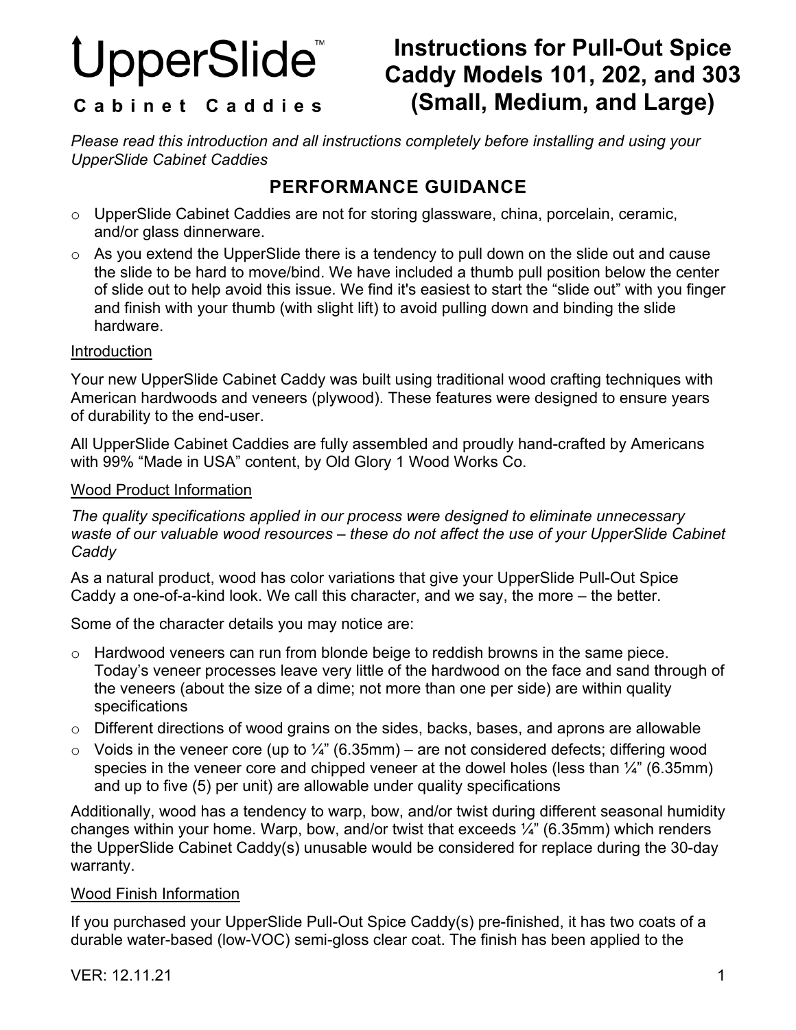# UpperSlide™

**Cabinet Caddies**

# Instructions for Pull-Out Spice Caddy Models 101, 202, and 303 (Small, Medium, and Large)

*Please read this introduction and all instructions completely before installing and using your UpperSlide Cabinet Caddies*

## PERFORMANCE GUIDANCE

- UpperSlide Cabinet Caddies are not for storing glassware, china, porcelain, ceramic, and/or glass dinnerware.
- As you extend the UpperSlide there is a tendency to pull down on the slide out and cause the slide to be hard to move/bind. We have included a thumb pull position below the center of slide out to help avoid this issue. We find it's easiest to start the "slide out" with you finger and finish with your thumb (with slight lift) to avoid pulling down and binding the slide hardware.

<u>Introduction</u>

Your new UpperSlide Cabinet Caddy was built using traditional wood crafting techniques with American hardwoods and veneers (plywood). These features were designed to ensure years of durability to the end-user.

All UpperSlide Cabinet Caddies are fully assembled and proudly hand-crafted by Americans with 99% "Made in USA" content, by Old Glory 1 Wood Works Co.

<u>Wood Product Information</u>

*The quality specifications applied in our process were designed to eliminate unnecessary waste of our valuable wood resources – these do not affect the use of your UpperSlide Cabinet Caddy*

As a natural product, wood has color variations that give your UpperSlide Pull-Out Spice Caddy a one-of-a-kind look. We call this character, and we say, the more – the better.

Some of the character details you may notice are:

- Hardwood veneers can run from blonde beige to reddish browns in the same piece. Today's veneer processes leave very little of the hardwood on the face and sand through of the veneers (about the size of a dime; not more than one per side) are within quality specifications
- Different directions of wood grains on the sides, backs, bases, and aprons are allowable
- Voids in the veneer core (up to ¼" (6.35mm) – are not considered defects; differing wood species in the veneer core and chipped veneer at the dowel holes (less than ¼" (6.35mm) and up to five (5) per unit) are allowable under quality specifications

Additionally, wood has a tendency to warp, bow, and/or twist during different seasonal humidity changes within your home. Warp, bow, and/or twist that exceeds ¼" (6.35mm) which renders the UpperSlide Cabinet Caddy(s) unusable would be considered for replace during the 30-day warranty.

<u>Wood Finish Information</u>

If you purchased your UpperSlide Pull-Out Spice Caddy(s) pre-finished, it has two coats of a durable water-based (low-VOC) semi-gloss clear coat. The finish has been applied to the

VER: 12.11.21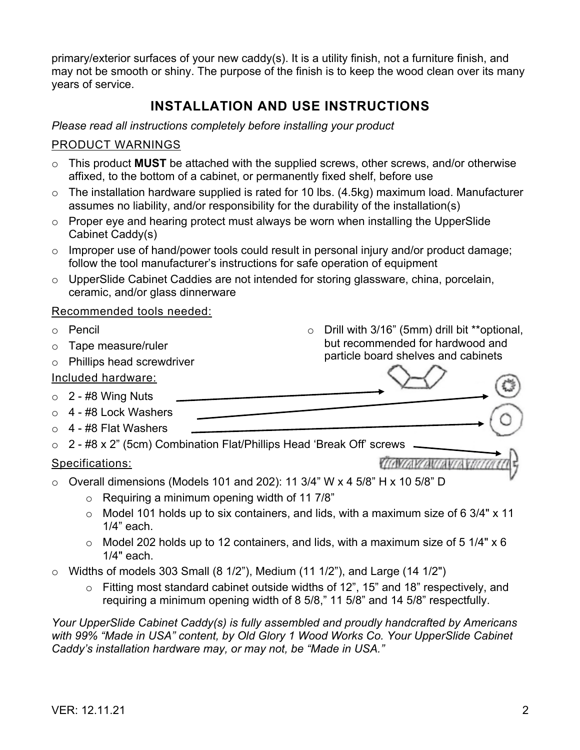primary/exterior surfaces of your new caddy(s). It is a utility finish, not a furniture finish, and may not be smooth or shiny. The purpose of the finish is to keep the wood clean over its many years of service.

## INSTALLATION AND USE INSTRUCTIONS

*Please read all instructions completely before installing your product*

PRODUCT WARNINGS

- This product **MUST** be attached with the supplied screws, other screws, and/or otherwise affixed, to the bottom of a cabinet, or permanently fixed shelf, before use
- The installation hardware supplied is rated for 10 lbs. (4.5kg) maximum load. Manufacturer assumes no liability, and/or responsibility for the durability of the installation(s)
- Proper eye and hearing protect must always be worn when installing the UpperSlide Cabinet Caddy(s)
- Improper use of hand/power tools could result in personal injury and/or product damage; follow the tool manufacturer's instructions for safe operation of equipment
- UpperSlide Cabinet Caddies are not intended for storing glassware, china, porcelain, ceramic, and/or glass dinnerware

Recommended tools needed:

- Pencil
- Tape measure/ruler
- Phillips head screwdriver
- Drill with 3/16" (5mm) drill bit **optional, but recommended for hardwood and particle board shelves and cabinets

Included hardware:

- 2 - #8 Wing Nuts
- 4 - #8 Lock Washers
- 4 - #8 Flat Washers
- 2 - #8 x 2" (5cm) Combination Flat/Phillips Head 'Break Off' screws

Specifications:

- Overall dimensions (Models 101 and 202): 11 3/4" W x 4 5/8" H x 10 5/8" D
  - Requiring a minimum opening width of 11 7/8"
  - Model 101 holds up to six containers, and lids, with a maximum size of 6 3/4" x 11 1/4" each.
  - Model 202 holds up to 12 containers, and lids, with a maximum size of 5 1/4" x 6 1/4" each.
- Widths of models 303 Small (8 1/2"), Medium (11 1/2"), and Large (14 1/2")
  - Fitting most standard cabinet outside widths of 12", 15" and 18" respectively, and requiring a minimum opening width of 8 5/8," 11 5/8" and 14 5/8" respectfully.

*Your UpperSlide Cabinet Caddy(s) is fully assembled and proudly handcrafted by Americans with 99% "Made in USA" content, by Old Glory 1 Wood Works Co. Your UpperSlide Cabinet Caddy's installation hardware may, or may not, be "Made in USA."*

VER: 12.11.21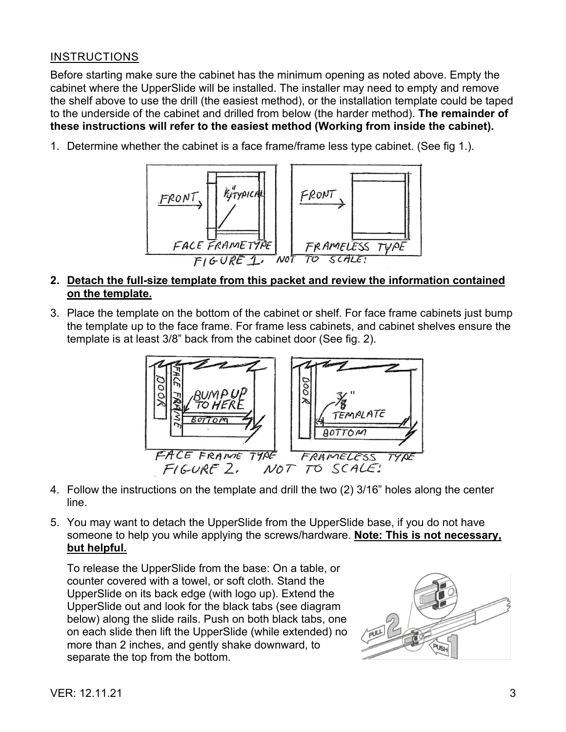## INSTRUCTIONS

Before starting make sure the cabinet has the minimum opening as noted above. Empty the cabinet where the UpperSlide will be installed. The installer may need to empty and remove the shelf above to use the drill (the easiest method), or the installation template could be taped to the underside of the cabinet and drilled from below (the harder method). **The remainder of these instructions will refer to the easiest method (Working from inside the cabinet).**

1. Determine whether the cabinet is a face frame/frame less type cabinet. (See fig 1.).

FIGURE 1. NOT TO SCALE!

2. **<u>Detach the full-size template from this packet and review the information contained on the template.</u>**

3. Place the template on the bottom of the cabinet or shelf. For face frame cabinets just bump the template up to the face frame. For frame less cabinets, and cabinet shelves ensure the template is at least 3/8" back from the cabinet door (See fig. 2).

FIGURE 2. NOT TO SCALE!

4. Follow the instructions on the template and drill the two (2) 3/16" holes along the center line.

5. You may want to detach the UpperSlide from the UpperSlide base, if you do not have someone to help you while applying the screws/hardware. **<u>Note: This is not necessary, but helpful.</u>**

   To release the UpperSlide from the base: On a table, or counter covered with a towel, or soft cloth. Stand the UpperSlide on its back edge (with logo up). Extend the UpperSlide out and look for the black tabs (see diagram below) along the slide rails. Push on both black tabs, one on each slide then lift the UpperSlide (while extended) no more than 2 inches, and gently shake downward, to separate the top from the bottom.

VER: 12.11.21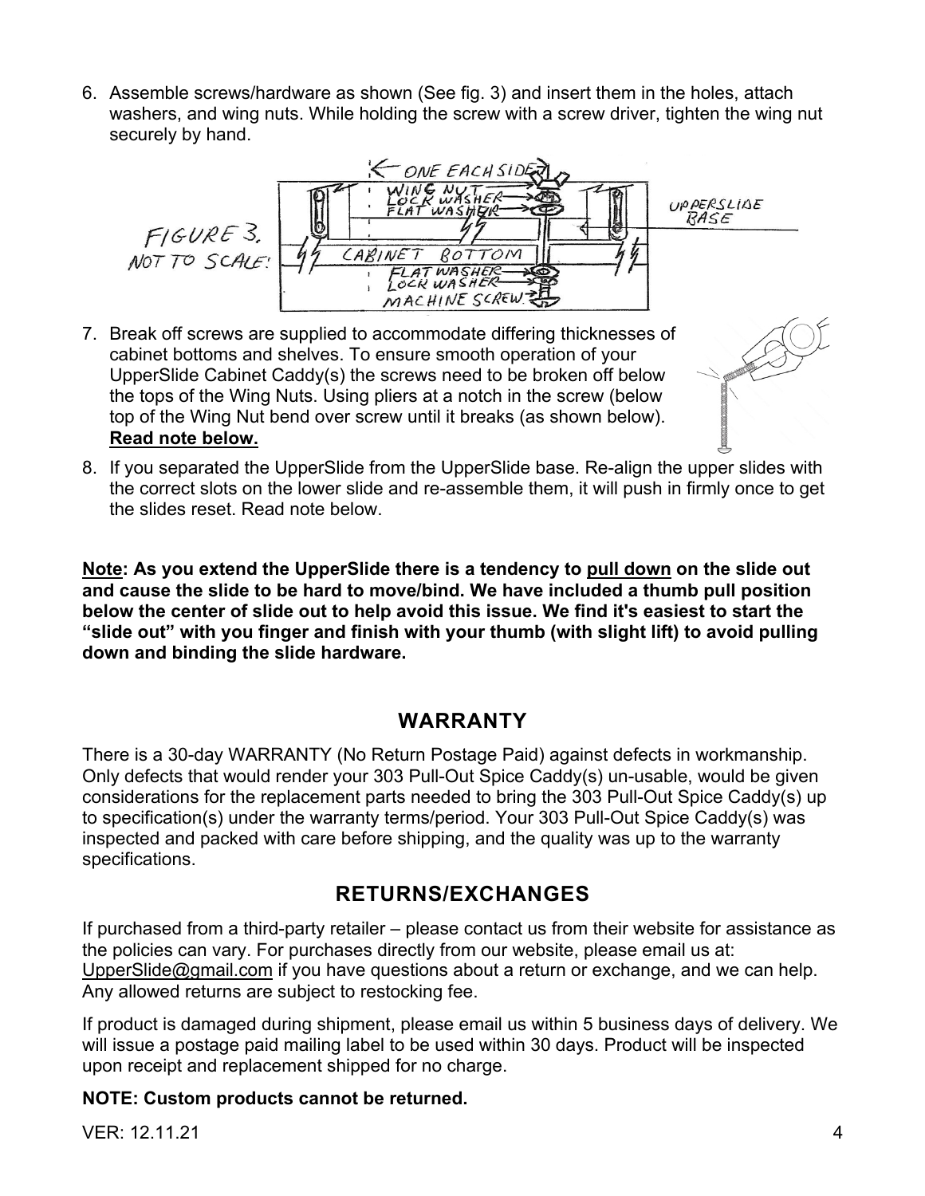6. Assemble screws/hardware as shown (See fig. 3) and insert them in the holes, attach washers, and wing nuts. While holding the screw with a screw driver, tighten the wing nut securely by hand.

FIGURE 3. NOT TO SCALE!

ONE EACH SIDE

WING NUT

LOCK WASHER

FLAT WASHER

UPPERSLIDE BASE

CABINET BOTTOM

FLAT WASHER

LOCK WASHER

MACHINE SCREW

7. Break off screws are supplied to accommodate differing thicknesses of cabinet bottoms and shelves. To ensure smooth operation of your UpperSlide Cabinet Caddy(s) the screws need to be broken off below the tops of the Wing Nuts. Using pliers at a notch in the screw (below top of the Wing Nut bend over screw until it breaks (as shown below). **Read note below.**

8. If you separated the UpperSlide from the UpperSlide base. Re-align the upper slides with the correct slots on the lower slide and re-assemble them, it will push in firmly once to get the slides reset. Read note below.

**Note: As you extend the UpperSlide there is a tendency to pull down on the slide out and cause the slide to be hard to move/bind. We have included a thumb pull position below the center of slide out to help avoid this issue. We find it's easiest to start the "slide out" with you finger and finish with your thumb (with slight lift) to avoid pulling down and binding the slide hardware.**

## WARRANTY

There is a 30-day WARRANTY (No Return Postage Paid) against defects in workmanship. Only defects that would render your 303 Pull-Out Spice Caddy(s) un-usable, would be given considerations for the replacement parts needed to bring the 303 Pull-Out Spice Caddy(s) up to specification(s) under the warranty terms/period. Your 303 Pull-Out Spice Caddy(s) was inspected and packed with care before shipping, and the quality was up to the warranty specifications.

## RETURNS/EXCHANGES

If purchased from a third-party retailer – please contact us from their website for assistance as the policies can vary. For purchases directly from our website, please email us at: UpperSlide@gmail.com if you have questions about a return or exchange, and we can help. Any allowed returns are subject to restocking fee.

If product is damaged during shipment, please email us within 5 business days of delivery. We will issue a postage paid mailing label to be used within 30 days. Product will be inspected upon receipt and replacement shipped for no charge.

**NOTE: Custom products cannot be returned.**

VER: 12.11.21